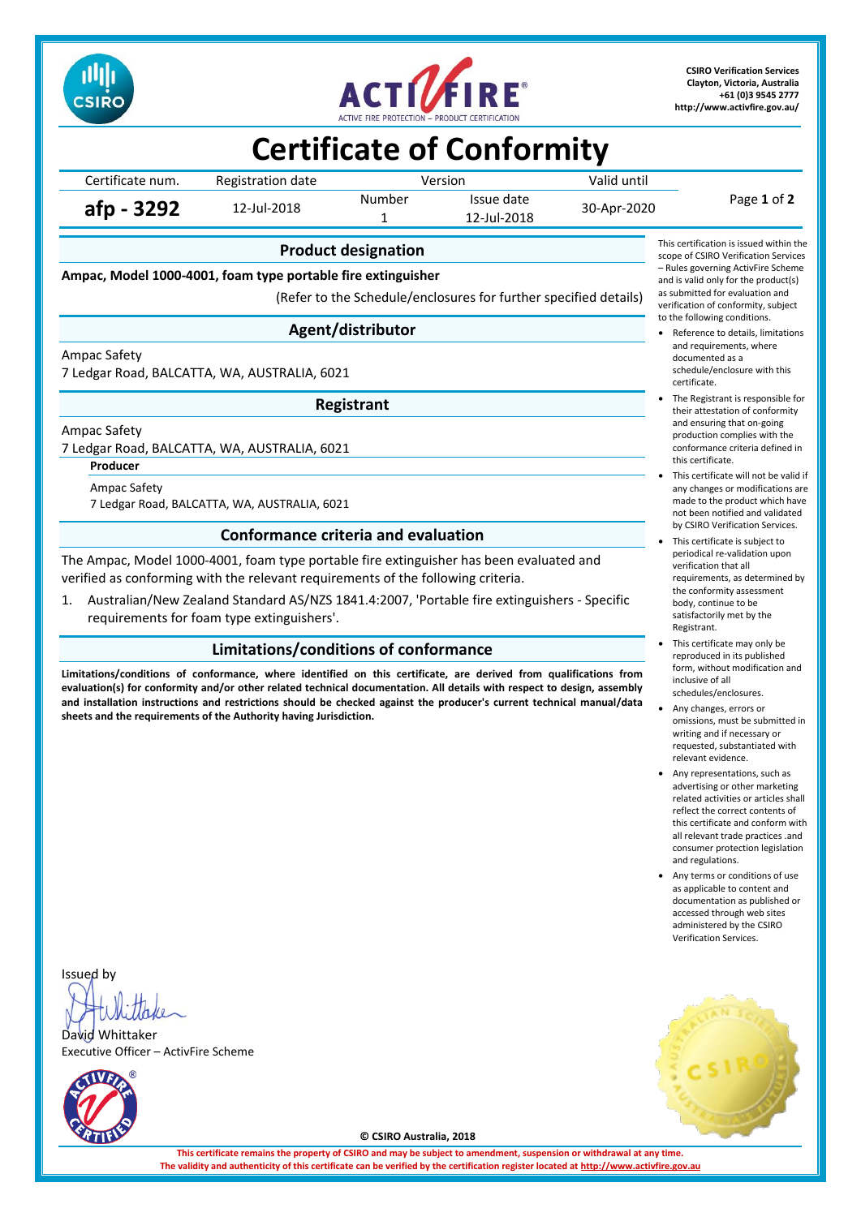CSIRO Verification Services
Clayton, Victoria, Australia
+61 (0)3 9545 2777
http://www.activfire.gov.au/

# Certificate of Conformity

| Certificate num. | Registration date | Version | | Valid until |
|---|---|---|---|---|
| | | Number | Issue date | |
| **afp - 3292** | 12-Jul-2018 | 1 | 12-Jul-2018 | 30-Apr-2020 |

## Product designation

**Ampac, Model 1000-4001, foam type portable fire extinguisher**

(Refer to the Schedule/enclosures for further specified details)

## Agent/distributor

Ampac Safety
7 Ledgar Road, BALCATTA, WA, AUSTRALIA, 6021

## Registrant

Ampac Safety
7 Ledgar Road, BALCATTA, WA, AUSTRALIA, 6021

**Producer**

Ampac Safety
7 Ledgar Road, BALCATTA, WA, AUSTRALIA, 6021

## Conformance criteria and evaluation

The Ampac, Model 1000-4001, foam type portable fire extinguisher has been evaluated and verified as conforming with the relevant requirements of the following criteria.

1. Australian/New Zealand Standard AS/NZS 1841.4:2007, 'Portable fire extinguishers - Specific requirements for foam type extinguishers'.

## Limitations/conditions of conformance

**Limitations/conditions of conformance, where identified on this certificate, are derived from qualifications from evaluation(s) for conformity and/or other related technical documentation. All details with respect to design, assembly and installation instructions and restrictions should be checked against the producer's current technical manual/data sheets and the requirements of the Authority having Jurisdiction.**

This certification is issued within the scope of CSIRO Verification Services – Rules governing ActivFire Scheme and is valid only for the product(s) as submitted for evaluation and verification of conformity, subject to the following conditions.

- Reference to details, limitations and requirements, where documented as a schedule/enclosure with this certificate.
- The Registrant is responsible for their attestation of conformity and ensuring that on-going production complies with the conformance criteria defined in this certificate.
- This certificate will not be valid if any changes or modifications are made to the product which have not been notified and validated by CSIRO Verification Services.
- This certificate is subject to periodical re-validation upon verification that all requirements, as determined by the conformity assessment body, continue to be satisfactorily met by the Registrant.
- This certificate may only be reproduced in its published form, without modification and inclusive of all schedules/enclosures.
- Any changes, errors or omissions, must be submitted in writing and if necessary or requested, substantiated with relevant evidence.
- Any representations, such as advertising or other marketing related activities or articles shall reflect the correct contents of this certificate and conform with all relevant trade practices .and consumer protection legislation and regulations.
- Any terms or conditions of use as applicable to content and documentation as published or accessed through web sites administered by the CSIRO Verification Services.

Issued by

David Whittaker
Executive Officer – ActivFire Scheme

© CSIRO Australia, 2018

**This certificate remains the property of CSIRO and may be subject to amendment, suspension or withdrawal at any time.**
**The validity and authenticity of this certificate can be verified by the certification register located at http://www.activfire.gov.au**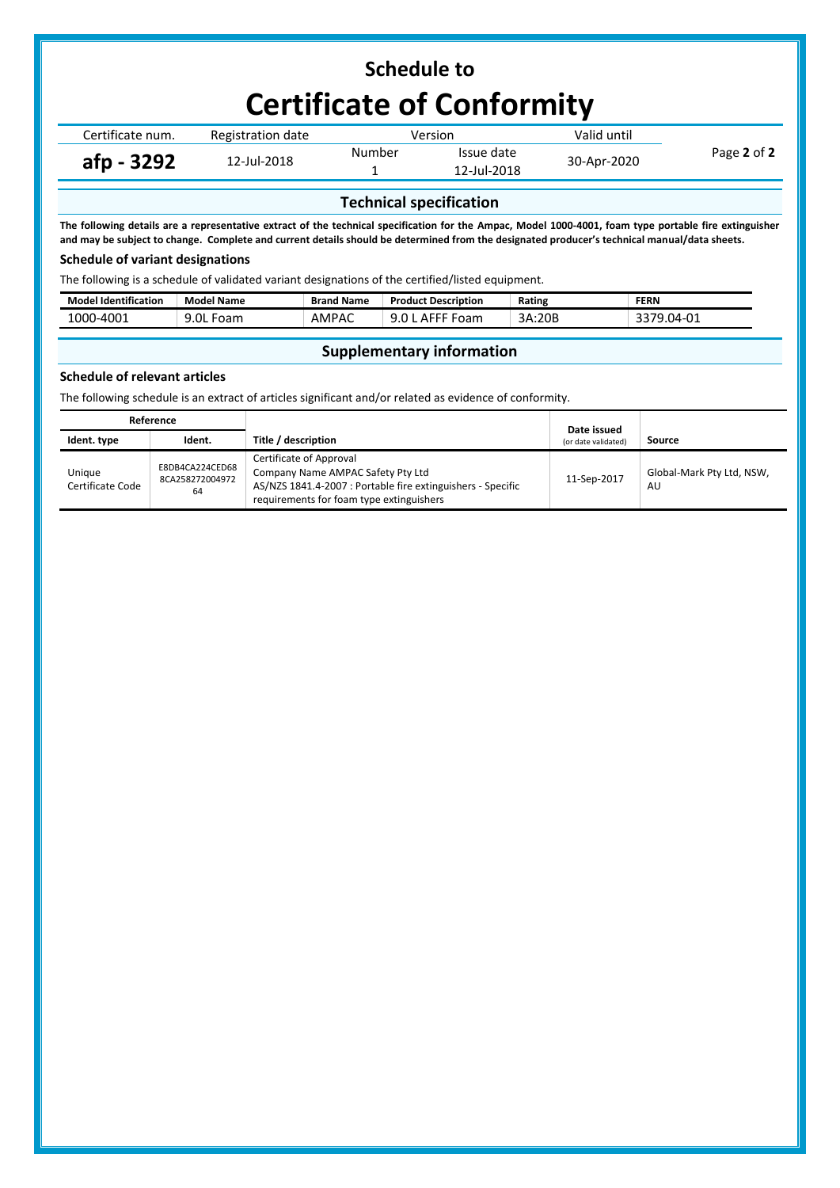# Schedule to

# Certificate of Conformity

| Certificate num. | Registration date | Version | | Valid until |
|---|---|---|---|---|
| | | Number | Issue date | |
| **afp - 3292** | 12-Jul-2018 | 1 | 12-Jul-2018 | 30-Apr-2020 |

## Technical specification

**The following details are a representative extract of the technical specification for the Ampac, Model 1000-4001, foam type portable fire extinguisher and may be subject to change. Complete and current details should be determined from the designated producer's technical manual/data sheets.**

### Schedule of variant designations

The following is a schedule of validated variant designations of the certified/listed equipment.

| Model Identification | Model Name | Brand Name | Product Description | Rating | FERN |
|---|---|---|---|---|---|
| 1000-4001 | 9.0L Foam | AMPAC | 9.0 L AFFF Foam | 3A:20B | 3379.04-01 |

## Supplementary information

### Schedule of relevant articles

The following schedule is an extract of articles significant and/or related as evidence of conformity.

| Reference | | | | |
|---|---|---|---|---|
| **Ident. type** | **Ident.** | **Title / description** | **Date issued** (or date validated) | **Source** |
| Unique Certificate Code | E8DB4CA224CED688CA25827200497264 | Certificate of Approval<br>Company Name AMPAC Safety Pty Ltd<br>AS/NZS 1841.4-2007 : Portable fire extinguishers - Specific requirements for foam type extinguishers | 11-Sep-2017 | Global-Mark Pty Ltd, NSW, AU |